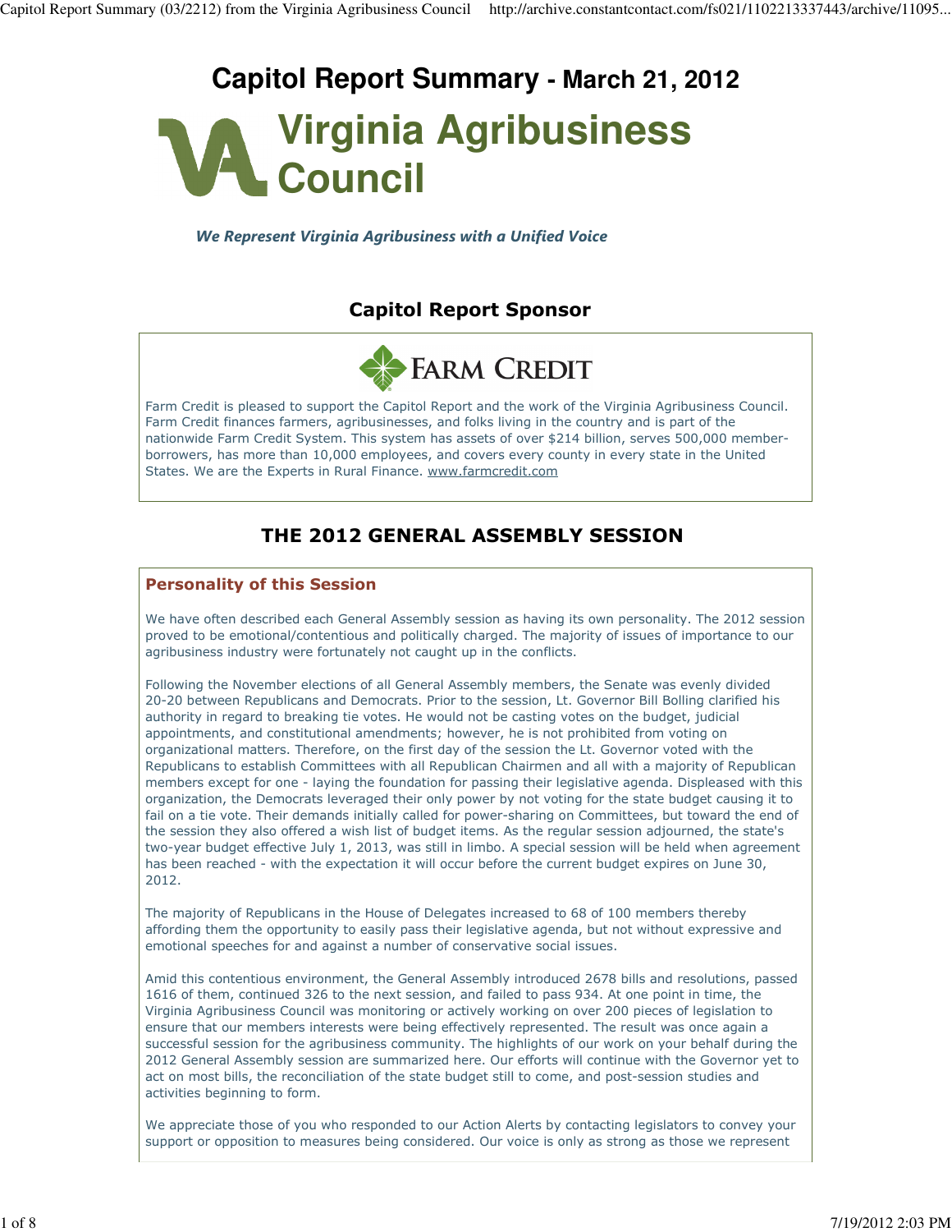# Capitol Report Summary - March 21, 2012

## Virginia Agribusiness Council

*We Represent Virginia Agribusiness with a Unified Voice*

## Capitol Report Sponsor

FARM CREDIT

Farm Credit is pleased to support the Capitol Report and the work of the Virginia Agribusiness Council. Farm Credit finances farmers, agribusinesses, and folks living in the country and is part of the nationwide Farm Credit System. This system has assets of over $214 billion, serves 500,000 member-borrowers, has more than 10,000 employees, and covers every county in every state in the United States. We are the Experts in Rural Finance. www.farmcredit.com

## THE 2012 GENERAL ASSEMBLY SESSION

### Personality of this Session

We have often described each General Assembly session as having its own personality. The 2012 session proved to be emotional/contentious and politically charged. The majority of issues of importance to our agribusiness industry were fortunately not caught up in the conflicts.

Following the November elections of all General Assembly members, the Senate was evenly divided 20-20 between Republicans and Democrats. Prior to the session, Lt. Governor Bill Bolling clarified his authority in regard to breaking tie votes. He would not be casting votes on the budget, judicial appointments, and constitutional amendments; however, he is not prohibited from voting on organizational matters. Therefore, on the first day of the session the Lt. Governor voted with the Republicans to establish Committees with all Republican Chairmen and all with a majority of Republican members except for one - laying the foundation for passing their legislative agenda. Displeased with this organization, the Democrats leveraged their only power by not voting for the state budget causing it to fail on a tie vote. Their demands initially called for power-sharing on Committees, but toward the end of the session they also offered a wish list of budget items. As the regular session adjourned, the state's two-year budget effective July 1, 2013, was still in limbo. A special session will be held when agreement has been reached - with the expectation it will occur before the current budget expires on June 30, 2012.

The majority of Republicans in the House of Delegates increased to 68 of 100 members thereby affording them the opportunity to easily pass their legislative agenda, but not without expressive and emotional speeches for and against a number of conservative social issues.

Amid this contentious environment, the General Assembly introduced 2678 bills and resolutions, passed 1616 of them, continued 326 to the next session, and failed to pass 934. At one point in time, the Virginia Agribusiness Council was monitoring or actively working on over 200 pieces of legislation to ensure that our members interests were being effectively represented. The result was once again a successful session for the agribusiness community. The highlights of our work on your behalf during the 2012 General Assembly session are summarized here. Our efforts will continue with the Governor yet to act on most bills, the reconciliation of the state budget still to come, and post-session studies and activities beginning to form.

We appreciate those of you who responded to our Action Alerts by contacting legislators to convey your support or opposition to measures being considered. Our voice is only as strong as those we represent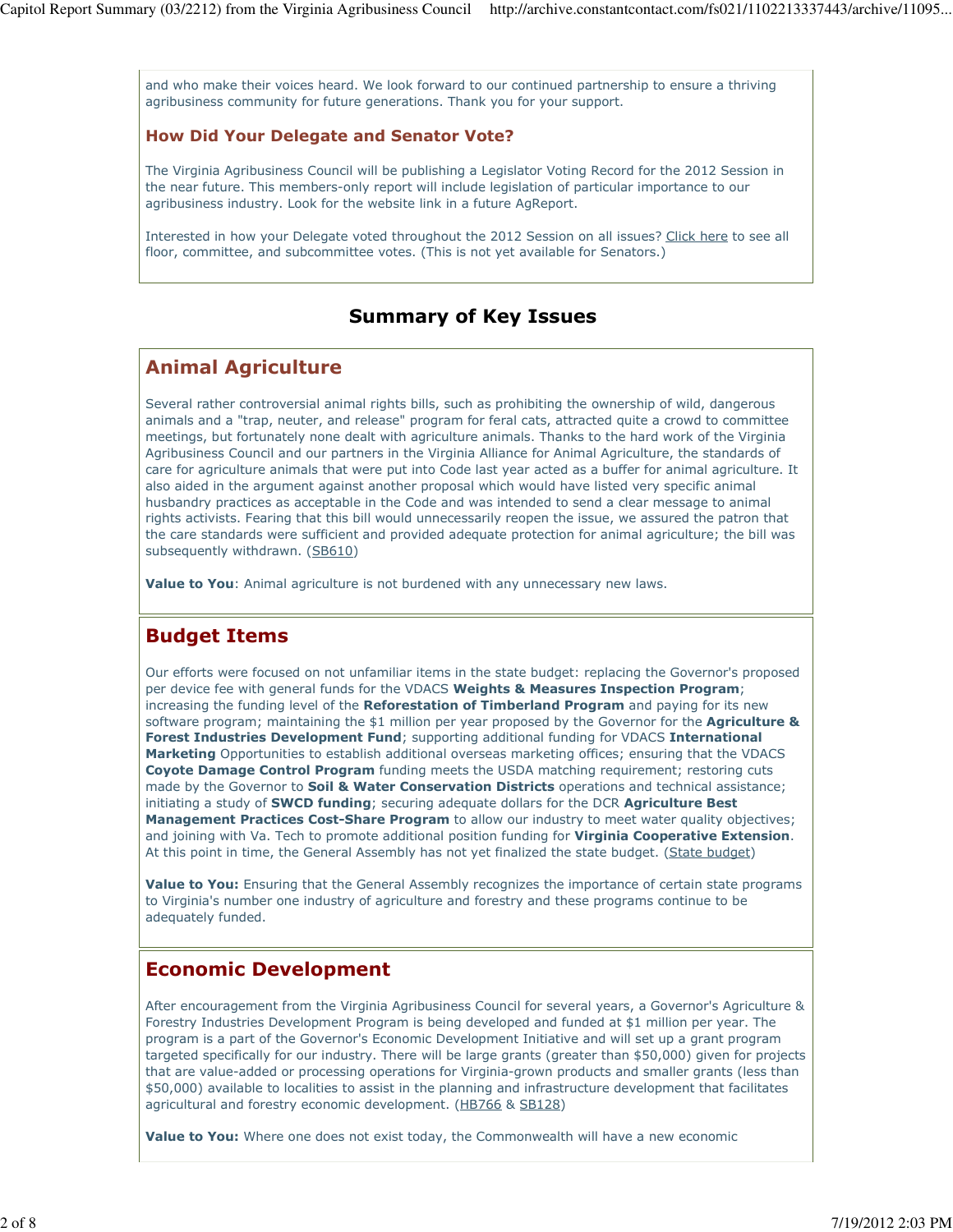and who make their voices heard. We look forward to our continued partnership to ensure a thriving agribusiness community for future generations. Thank you for your support.

### How Did Your Delegate and Senator Vote?

The Virginia Agribusiness Council will be publishing a Legislator Voting Record for the 2012 Session in the near future. This members-only report will include legislation of particular importance to our agribusiness industry. Look for the website link in a future AgReport.

Interested in how your Delegate voted throughout the 2012 Session on all issues? Click here to see all floor, committee, and subcommittee votes. (This is not yet available for Senators.)

## Summary of Key Issues

### Animal Agriculture

Several rather controversial animal rights bills, such as prohibiting the ownership of wild, dangerous animals and a "trap, neuter, and release" program for feral cats, attracted quite a crowd to committee meetings, but fortunately none dealt with agriculture animals. Thanks to the hard work of the Virginia Agribusiness Council and our partners in the Virginia Alliance for Animal Agriculture, the standards of care for agriculture animals that were put into Code last year acted as a buffer for animal agriculture. It also aided in the argument against another proposal which would have listed very specific animal husbandry practices as acceptable in the Code and was intended to send a clear message to animal rights activists. Fearing that this bill would unnecessarily reopen the issue, we assured the patron that the care standards were sufficient and provided adequate protection for animal agriculture; the bill was subsequently withdrawn. (SB610)

**Value to You**: Animal agriculture is not burdened with any unnecessary new laws.

### Budget Items

Our efforts were focused on not unfamiliar items in the state budget: replacing the Governor's proposed per device fee with general funds for the VDACS **Weights & Measures Inspection Program**; increasing the funding level of the **Reforestation of Timberland Program** and paying for its new software program; maintaining the $1 million per year proposed by the Governor for the **Agriculture & Forest Industries Development Fund**; supporting additional funding for VDACS **International Marketing** Opportunities to establish additional overseas marketing offices; ensuring that the VDACS **Coyote Damage Control Program** funding meets the USDA matching requirement; restoring cuts made by the Governor to **Soil & Water Conservation Districts** operations and technical assistance; initiating a study of **SWCD funding**; securing adequate dollars for the DCR **Agriculture Best Management Practices Cost-Share Program** to allow our industry to meet water quality objectives; and joining with Va. Tech to promote additional position funding for **Virginia Cooperative Extension**. At this point in time, the General Assembly has not yet finalized the state budget. (State budget)

**Value to You:** Ensuring that the General Assembly recognizes the importance of certain state programs to Virginia's number one industry of agriculture and forestry and these programs continue to be adequately funded.

### Economic Development

After encouragement from the Virginia Agribusiness Council for several years, a Governor's Agriculture & Forestry Industries Development Program is being developed and funded at $1 million per year. The program is a part of the Governor's Economic Development Initiative and will set up a grant program targeted specifically for our industry. There will be large grants (greater than $50,000) given for projects that are value-added or processing operations for Virginia-grown products and smaller grants (less than $50,000) available to localities to assist in the planning and infrastructure development that facilitates agricultural and forestry economic development. (HB766 & SB128)

**Value to You:** Where one does not exist today, the Commonwealth will have a new economic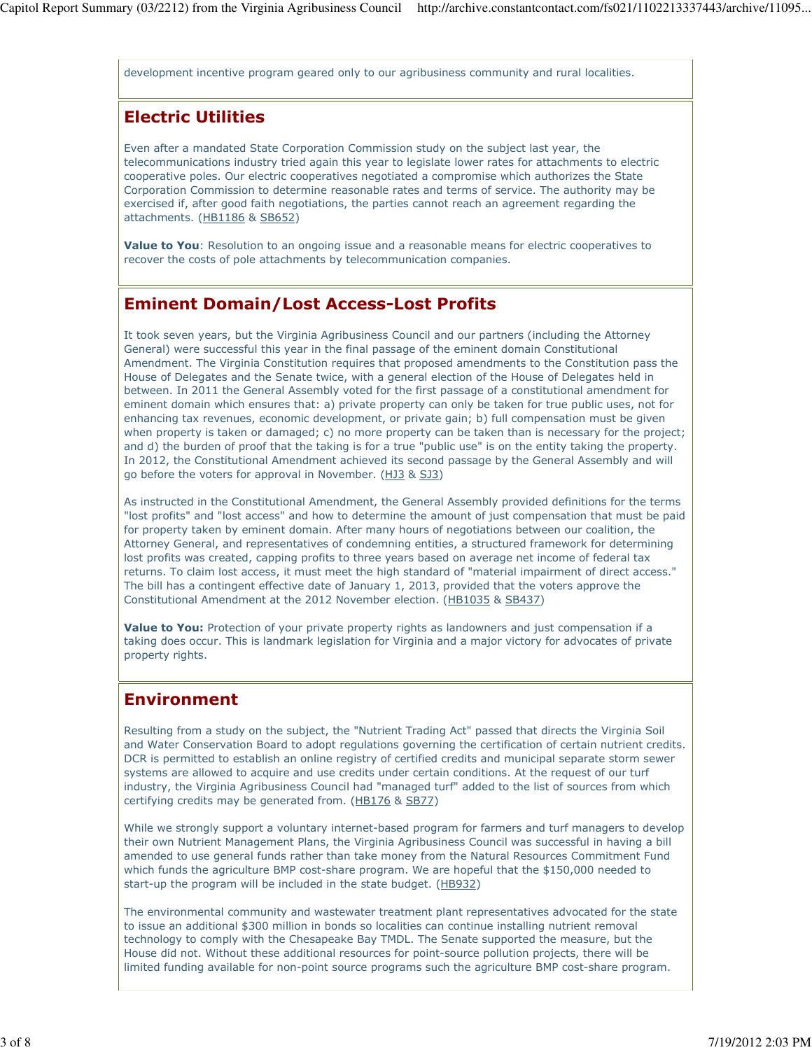development incentive program geared only to our agribusiness community and rural localities.

## Electric Utilities

Even after a mandated State Corporation Commission study on the subject last year, the telecommunications industry tried again this year to legislate lower rates for attachments to electric cooperative poles. Our electric cooperatives negotiated a compromise which authorizes the State Corporation Commission to determine reasonable rates and terms of service. The authority may be exercised if, after good faith negotiations, the parties cannot reach an agreement regarding the attachments. (HB1186 & SB652)

**Value to You**: Resolution to an ongoing issue and a reasonable means for electric cooperatives to recover the costs of pole attachments by telecommunication companies.

## Eminent Domain/Lost Access-Lost Profits

It took seven years, but the Virginia Agribusiness Council and our partners (including the Attorney General) were successful this year in the final passage of the eminent domain Constitutional Amendment. The Virginia Constitution requires that proposed amendments to the Constitution pass the House of Delegates and the Senate twice, with a general election of the House of Delegates held in between. In 2011 the General Assembly voted for the first passage of a constitutional amendment for eminent domain which ensures that: a) private property can only be taken for true public uses, not for enhancing tax revenues, economic development, or private gain; b) full compensation must be given when property is taken or damaged; c) no more property can be taken than is necessary for the project; and d) the burden of proof that the taking is for a true "public use" is on the entity taking the property. In 2012, the Constitutional Amendment achieved its second passage by the General Assembly and will go before the voters for approval in November. (HJ3 & SJ3)

As instructed in the Constitutional Amendment, the General Assembly provided definitions for the terms "lost profits" and "lost access" and how to determine the amount of just compensation that must be paid for property taken by eminent domain. After many hours of negotiations between our coalition, the Attorney General, and representatives of condemning entities, a structured framework for determining lost profits was created, capping profits to three years based on average net income of federal tax returns. To claim lost access, it must meet the high standard of "material impairment of direct access." The bill has a contingent effective date of January 1, 2013, provided that the voters approve the Constitutional Amendment at the 2012 November election. (HB1035 & SB437)

**Value to You:** Protection of your private property rights as landowners and just compensation if a taking does occur. This is landmark legislation for Virginia and a major victory for advocates of private property rights.

## Environment

Resulting from a study on the subject, the "Nutrient Trading Act" passed that directs the Virginia Soil and Water Conservation Board to adopt regulations governing the certification of certain nutrient credits. DCR is permitted to establish an online registry of certified credits and municipal separate storm sewer systems are allowed to acquire and use credits under certain conditions. At the request of our turf industry, the Virginia Agribusiness Council had "managed turf" added to the list of sources from which certifying credits may be generated from. (HB176 & SB77)

While we strongly support a voluntary internet-based program for farmers and turf managers to develop their own Nutrient Management Plans, the Virginia Agribusiness Council was successful in having a bill amended to use general funds rather than take money from the Natural Resources Commitment Fund which funds the agriculture BMP cost-share program. We are hopeful that the $150,000 needed to start-up the program will be included in the state budget. (HB932)

The environmental community and wastewater treatment plant representatives advocated for the state to issue an additional $300 million in bonds so localities can continue installing nutrient removal technology to comply with the Chesapeake Bay TMDL. The Senate supported the measure, but the House did not. Without these additional resources for point-source pollution projects, there will be limited funding available for non-point source programs such the agriculture BMP cost-share program.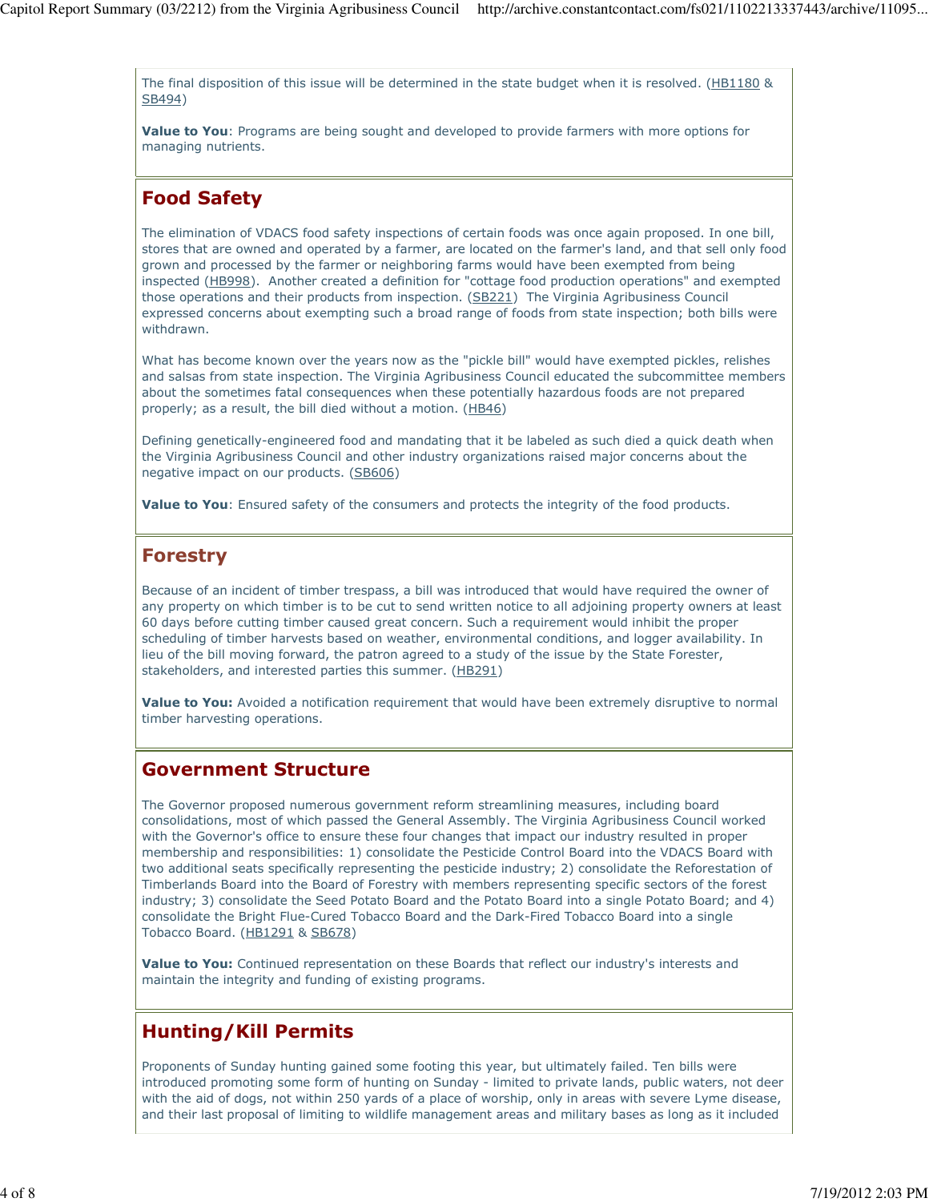The final disposition of this issue will be determined in the state budget when it is resolved. (HB1180 & SB494)

**Value to You**: Programs are being sought and developed to provide farmers with more options for managing nutrients.

## Food Safety

The elimination of VDACS food safety inspections of certain foods was once again proposed. In one bill, stores that are owned and operated by a farmer, are located on the farmer's land, and that sell only food grown and processed by the farmer or neighboring farms would have been exempted from being inspected (HB998). Another created a definition for "cottage food production operations" and exempted those operations and their products from inspection. (SB221) The Virginia Agribusiness Council expressed concerns about exempting such a broad range of foods from state inspection; both bills were withdrawn.

What has become known over the years now as the "pickle bill" would have exempted pickles, relishes and salsas from state inspection. The Virginia Agribusiness Council educated the subcommittee members about the sometimes fatal consequences when these potentially hazardous foods are not prepared properly; as a result, the bill died without a motion. (HB46)

Defining genetically-engineered food and mandating that it be labeled as such died a quick death when the Virginia Agribusiness Council and other industry organizations raised major concerns about the negative impact on our products. (SB606)

**Value to You**: Ensured safety of the consumers and protects the integrity of the food products.

## Forestry

Because of an incident of timber trespass, a bill was introduced that would have required the owner of any property on which timber is to be cut to send written notice to all adjoining property owners at least 60 days before cutting timber caused great concern. Such a requirement would inhibit the proper scheduling of timber harvests based on weather, environmental conditions, and logger availability. In lieu of the bill moving forward, the patron agreed to a study of the issue by the State Forester, stakeholders, and interested parties this summer. (HB291)

**Value to You:** Avoided a notification requirement that would have been extremely disruptive to normal timber harvesting operations.

## Government Structure

The Governor proposed numerous government reform streamlining measures, including board consolidations, most of which passed the General Assembly. The Virginia Agribusiness Council worked with the Governor's office to ensure these four changes that impact our industry resulted in proper membership and responsibilities: 1) consolidate the Pesticide Control Board into the VDACS Board with two additional seats specifically representing the pesticide industry; 2) consolidate the Reforestation of Timberlands Board into the Board of Forestry with members representing specific sectors of the forest industry; 3) consolidate the Seed Potato Board and the Potato Board into a single Potato Board; and 4) consolidate the Bright Flue-Cured Tobacco Board and the Dark-Fired Tobacco Board into a single Tobacco Board. (HB1291 & SB678)

**Value to You:** Continued representation on these Boards that reflect our industry's interests and maintain the integrity and funding of existing programs.

## Hunting/Kill Permits

Proponents of Sunday hunting gained some footing this year, but ultimately failed. Ten bills were introduced promoting some form of hunting on Sunday - limited to private lands, public waters, not deer with the aid of dogs, not within 250 yards of a place of worship, only in areas with severe Lyme disease, and their last proposal of limiting to wildlife management areas and military bases as long as it included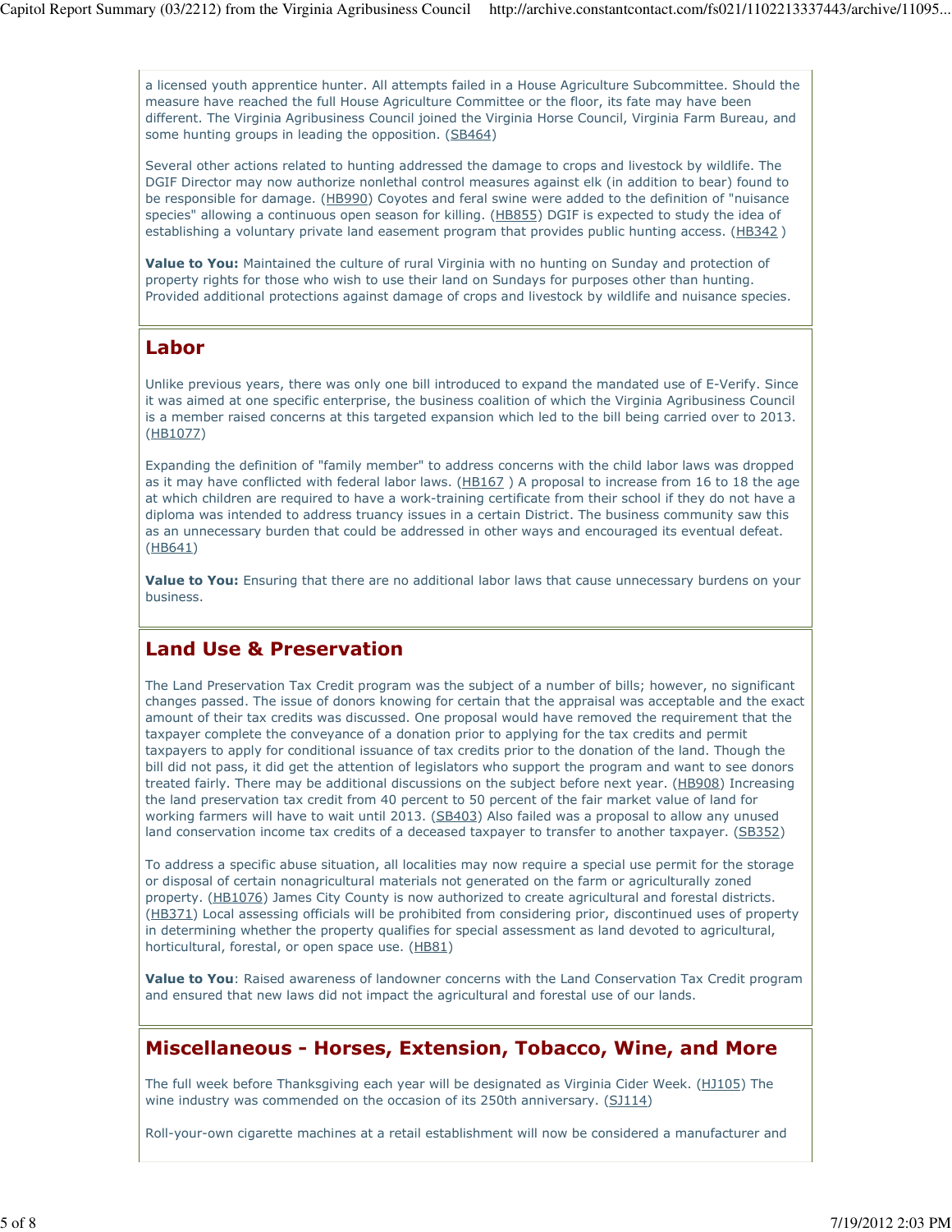a licensed youth apprentice hunter. All attempts failed in a House Agriculture Subcommittee. Should the measure have reached the full House Agriculture Committee or the floor, its fate may have been different. The Virginia Agribusiness Council joined the Virginia Horse Council, Virginia Farm Bureau, and some hunting groups in leading the opposition. (SB464)

Several other actions related to hunting addressed the damage to crops and livestock by wildlife. The DGIF Director may now authorize nonlethal control measures against elk (in addition to bear) found to be responsible for damage. (HB990) Coyotes and feral swine were added to the definition of "nuisance species" allowing a continuous open season for killing. (HB855) DGIF is expected to study the idea of establishing a voluntary private land easement program that provides public hunting access. (HB342 )

**Value to You:** Maintained the culture of rural Virginia with no hunting on Sunday and protection of property rights for those who wish to use their land on Sundays for purposes other than hunting. Provided additional protections against damage of crops and livestock by wildlife and nuisance species.

## Labor

Unlike previous years, there was only one bill introduced to expand the mandated use of E-Verify. Since it was aimed at one specific enterprise, the business coalition of which the Virginia Agribusiness Council is a member raised concerns at this targeted expansion which led to the bill being carried over to 2013. (HB1077)

Expanding the definition of "family member" to address concerns with the child labor laws was dropped as it may have conflicted with federal labor laws. (HB167 ) A proposal to increase from 16 to 18 the age at which children are required to have a work-training certificate from their school if they do not have a diploma was intended to address truancy issues in a certain District. The business community saw this as an unnecessary burden that could be addressed in other ways and encouraged its eventual defeat. (HB641)

**Value to You:** Ensuring that there are no additional labor laws that cause unnecessary burdens on your business.

## Land Use & Preservation

The Land Preservation Tax Credit program was the subject of a number of bills; however, no significant changes passed. The issue of donors knowing for certain that the appraisal was acceptable and the exact amount of their tax credits was discussed. One proposal would have removed the requirement that the taxpayer complete the conveyance of a donation prior to applying for the tax credits and permit taxpayers to apply for conditional issuance of tax credits prior to the donation of the land. Though the bill did not pass, it did get the attention of legislators who support the program and want to see donors treated fairly. There may be additional discussions on the subject before next year. (HB908) Increasing the land preservation tax credit from 40 percent to 50 percent of the fair market value of land for working farmers will have to wait until 2013. (SB403) Also failed was a proposal to allow any unused land conservation income tax credits of a deceased taxpayer to transfer to another taxpayer. (SB352)

To address a specific abuse situation, all localities may now require a special use permit for the storage or disposal of certain nonagricultural materials not generated on the farm or agriculturally zoned property. (HB1076) James City County is now authorized to create agricultural and forestal districts. (HB371) Local assessing officials will be prohibited from considering prior, discontinued uses of property in determining whether the property qualifies for special assessment as land devoted to agricultural, horticultural, forestal, or open space use. (HB81)

**Value to You**: Raised awareness of landowner concerns with the Land Conservation Tax Credit program and ensured that new laws did not impact the agricultural and forestal use of our lands.

## Miscellaneous - Horses, Extension, Tobacco, Wine, and More

The full week before Thanksgiving each year will be designated as Virginia Cider Week. (HJ105) The wine industry was commended on the occasion of its 250th anniversary. (SJ114)

Roll-your-own cigarette machines at a retail establishment will now be considered a manufacturer and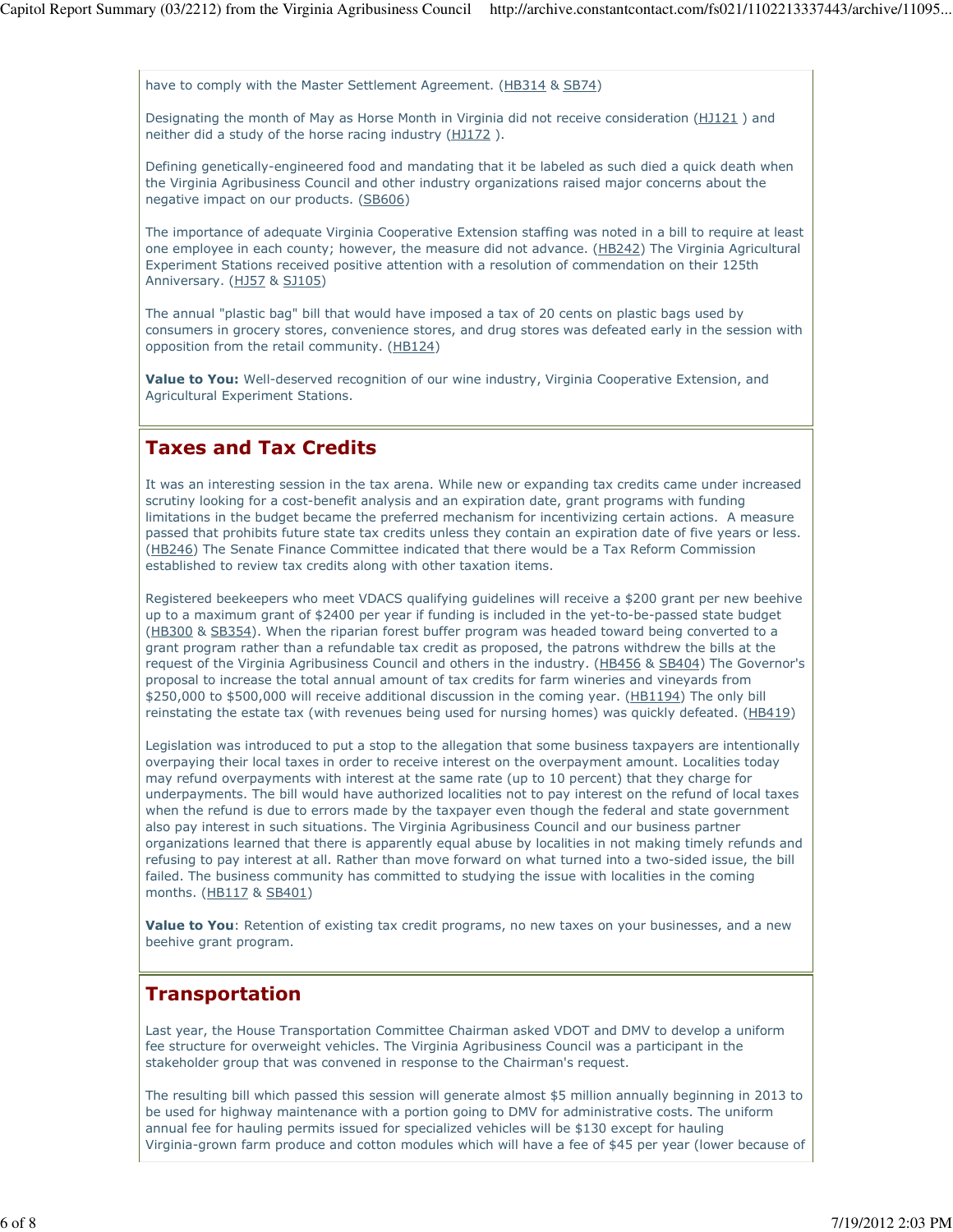have to comply with the Master Settlement Agreement. (HB314 & SB74)

Designating the month of May as Horse Month in Virginia did not receive consideration (HJ121 ) and neither did a study of the horse racing industry (HJ172 ).

Defining genetically-engineered food and mandating that it be labeled as such died a quick death when the Virginia Agribusiness Council and other industry organizations raised major concerns about the negative impact on our products. (SB606)

The importance of adequate Virginia Cooperative Extension staffing was noted in a bill to require at least one employee in each county; however, the measure did not advance. (HB242) The Virginia Agricultural Experiment Stations received positive attention with a resolution of commendation on their 125th Anniversary. (HJ57 & SJ105)

The annual "plastic bag" bill that would have imposed a tax of 20 cents on plastic bags used by consumers in grocery stores, convenience stores, and drug stores was defeated early in the session with opposition from the retail community. (HB124)

**Value to You:** Well-deserved recognition of our wine industry, Virginia Cooperative Extension, and Agricultural Experiment Stations.

## Taxes and Tax Credits

It was an interesting session in the tax arena. While new or expanding tax credits came under increased scrutiny looking for a cost-benefit analysis and an expiration date, grant programs with funding limitations in the budget became the preferred mechanism for incentivizing certain actions. A measure passed that prohibits future state tax credits unless they contain an expiration date of five years or less. (HB246) The Senate Finance Committee indicated that there would be a Tax Reform Commission established to review tax credits along with other taxation items.

Registered beekeepers who meet VDACS qualifying guidelines will receive a $200 grant per new beehive up to a maximum grant of $2400 per year if funding is included in the yet-to-be-passed state budget (HB300 & SB354). When the riparian forest buffer program was headed toward being converted to a grant program rather than a refundable tax credit as proposed, the patrons withdrew the bills at the request of the Virginia Agribusiness Council and others in the industry. (HB456 & SB404) The Governor's proposal to increase the total annual amount of tax credits for farm wineries and vineyards from $250,000 to $500,000 will receive additional discussion in the coming year. (HB1194) The only bill reinstating the estate tax (with revenues being used for nursing homes) was quickly defeated. (HB419)

Legislation was introduced to put a stop to the allegation that some business taxpayers are intentionally overpaying their local taxes in order to receive interest on the overpayment amount. Localities today may refund overpayments with interest at the same rate (up to 10 percent) that they charge for underpayments. The bill would have authorized localities not to pay interest on the refund of local taxes when the refund is due to errors made by the taxpayer even though the federal and state government also pay interest in such situations. The Virginia Agribusiness Council and our business partner organizations learned that there is apparently equal abuse by localities in not making timely refunds and refusing to pay interest at all. Rather than move forward on what turned into a two-sided issue, the bill failed. The business community has committed to studying the issue with localities in the coming months. (HB117 & SB401)

**Value to You**: Retention of existing tax credit programs, no new taxes on your businesses, and a new beehive grant program.

## Transportation

Last year, the House Transportation Committee Chairman asked VDOT and DMV to develop a uniform fee structure for overweight vehicles. The Virginia Agribusiness Council was a participant in the stakeholder group that was convened in response to the Chairman's request.

The resulting bill which passed this session will generate almost $5 million annually beginning in 2013 to be used for highway maintenance with a portion going to DMV for administrative costs. The uniform annual fee for hauling permits issued for specialized vehicles will be $130 except for hauling Virginia-grown farm produce and cotton modules which will have a fee of $45 per year (lower because of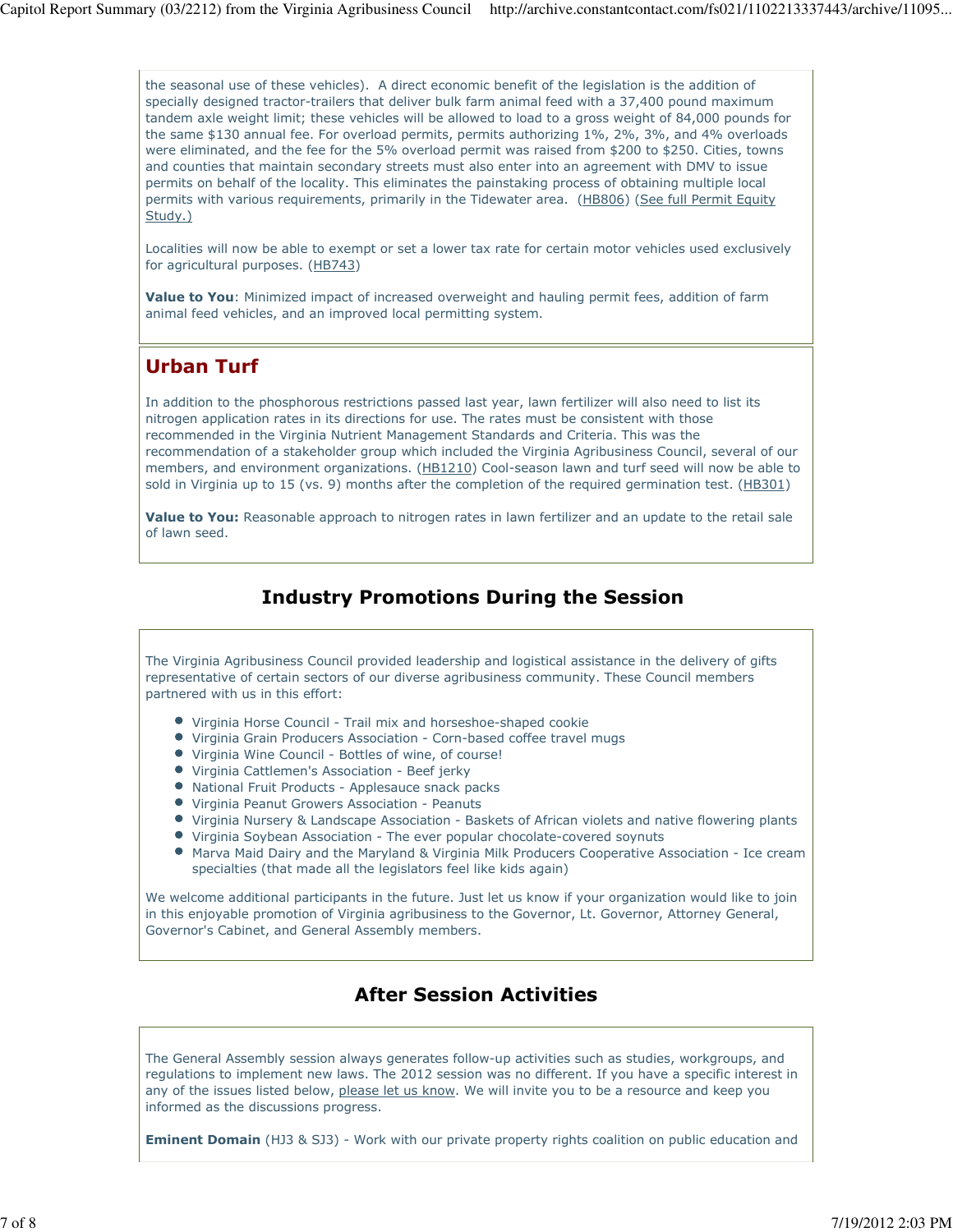the seasonal use of these vehicles). A direct economic benefit of the legislation is the addition of specially designed tractor-trailers that deliver bulk farm animal feed with a 37,400 pound maximum tandem axle weight limit; these vehicles will be allowed to load to a gross weight of 84,000 pounds for the same $130 annual fee. For overload permits, permits authorizing 1%, 2%, 3%, and 4% overloads were eliminated, and the fee for the 5% overload permit was raised from $200 to $250. Cities, towns and counties that maintain secondary streets must also enter into an agreement with DMV to issue permits on behalf of the locality. This eliminates the painstaking process of obtaining multiple local permits with various requirements, primarily in the Tidewater area. (HB806) (See full Permit Equity Study.)

Localities will now be able to exempt or set a lower tax rate for certain motor vehicles used exclusively for agricultural purposes. (HB743)

**Value to You**: Minimized impact of increased overweight and hauling permit fees, addition of farm animal feed vehicles, and an improved local permitting system.

## Urban Turf

In addition to the phosphorous restrictions passed last year, lawn fertilizer will also need to list its nitrogen application rates in its directions for use. The rates must be consistent with those recommended in the Virginia Nutrient Management Standards and Criteria. This was the recommendation of a stakeholder group which included the Virginia Agribusiness Council, several of our members, and environment organizations. (HB1210) Cool-season lawn and turf seed will now be able to sold in Virginia up to 15 (vs. 9) months after the completion of the required germination test. (HB301)

**Value to You:** Reasonable approach to nitrogen rates in lawn fertilizer and an update to the retail sale of lawn seed.

# Industry Promotions During the Session

The Virginia Agribusiness Council provided leadership and logistical assistance in the delivery of gifts representative of certain sectors of our diverse agribusiness community. These Council members partnered with us in this effort:

- Virginia Horse Council - Trail mix and horseshoe-shaped cookie
- Virginia Grain Producers Association - Corn-based coffee travel mugs
- Virginia Wine Council - Bottles of wine, of course!
- Virginia Cattlemen's Association - Beef jerky
- National Fruit Products - Applesauce snack packs
- Virginia Peanut Growers Association - Peanuts
- Virginia Nursery & Landscape Association - Baskets of African violets and native flowering plants
- Virginia Soybean Association - The ever popular chocolate-covered soynuts
- Marva Maid Dairy and the Maryland & Virginia Milk Producers Cooperative Association - Ice cream specialties (that made all the legislators feel like kids again)

We welcome additional participants in the future. Just let us know if your organization would like to join in this enjoyable promotion of Virginia agribusiness to the Governor, Lt. Governor, Attorney General, Governor's Cabinet, and General Assembly members.

# After Session Activities

The General Assembly session always generates follow-up activities such as studies, workgroups, and regulations to implement new laws. The 2012 session was no different. If you have a specific interest in any of the issues listed below, please let us know. We will invite you to be a resource and keep you informed as the discussions progress.

**Eminent Domain** (HJ3 & SJ3) - Work with our private property rights coalition on public education and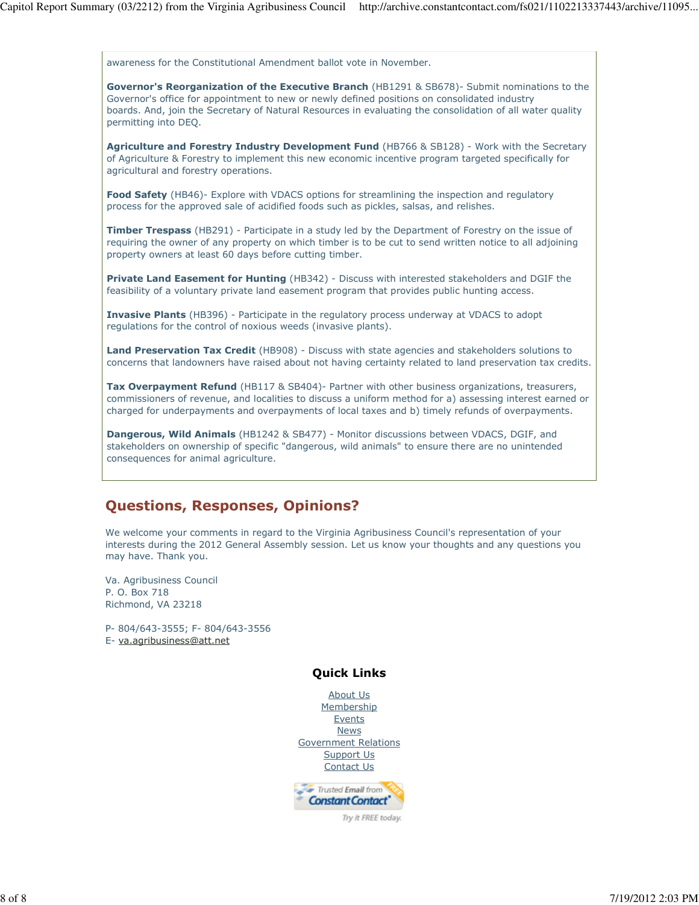awareness for the Constitutional Amendment ballot vote in November.

**Governor's Reorganization of the Executive Branch** (HB1291 & SB678)- Submit nominations to the Governor's office for appointment to new or newly defined positions on consolidated industry boards. And, join the Secretary of Natural Resources in evaluating the consolidation of all water quality permitting into DEQ.

**Agriculture and Forestry Industry Development Fund** (HB766 & SB128) - Work with the Secretary of Agriculture & Forestry to implement this new economic incentive program targeted specifically for agricultural and forestry operations.

**Food Safety** (HB46)- Explore with VDACS options for streamlining the inspection and regulatory process for the approved sale of acidified foods such as pickles, salsas, and relishes.

**Timber Trespass** (HB291) - Participate in a study led by the Department of Forestry on the issue of requiring the owner of any property on which timber is to be cut to send written notice to all adjoining property owners at least 60 days before cutting timber.

**Private Land Easement for Hunting** (HB342) - Discuss with interested stakeholders and DGIF the feasibility of a voluntary private land easement program that provides public hunting access.

**Invasive Plants** (HB396) - Participate in the regulatory process underway at VDACS to adopt regulations for the control of noxious weeds (invasive plants).

**Land Preservation Tax Credit** (HB908) - Discuss with state agencies and stakeholders solutions to concerns that landowners have raised about not having certainty related to land preservation tax credits.

**Tax Overpayment Refund** (HB117 & SB404)- Partner with other business organizations, treasurers, commissioners of revenue, and localities to discuss a uniform method for a) assessing interest earned or charged for underpayments and overpayments of local taxes and b) timely refunds of overpayments.

**Dangerous, Wild Animals** (HB1242 & SB477) - Monitor discussions between VDACS, DGIF, and stakeholders on ownership of specific "dangerous, wild animals" to ensure there are no unintended consequences for animal agriculture.

## Questions, Responses, Opinions?

We welcome your comments in regard to the Virginia Agribusiness Council's representation of your interests during the 2012 General Assembly session. Let us know your thoughts and any questions you may have. Thank you.

Va. Agribusiness Council
P. O. Box 718
Richmond, VA 23218

P- 804/643-3555; F- 804/643-3556
E- va.agribusiness@att.net

### Quick Links

About Us
Membership
Events
News
Government Relations
Support Us
Contact Us

Trusted Email from Constant Contact
Try it FREE today.